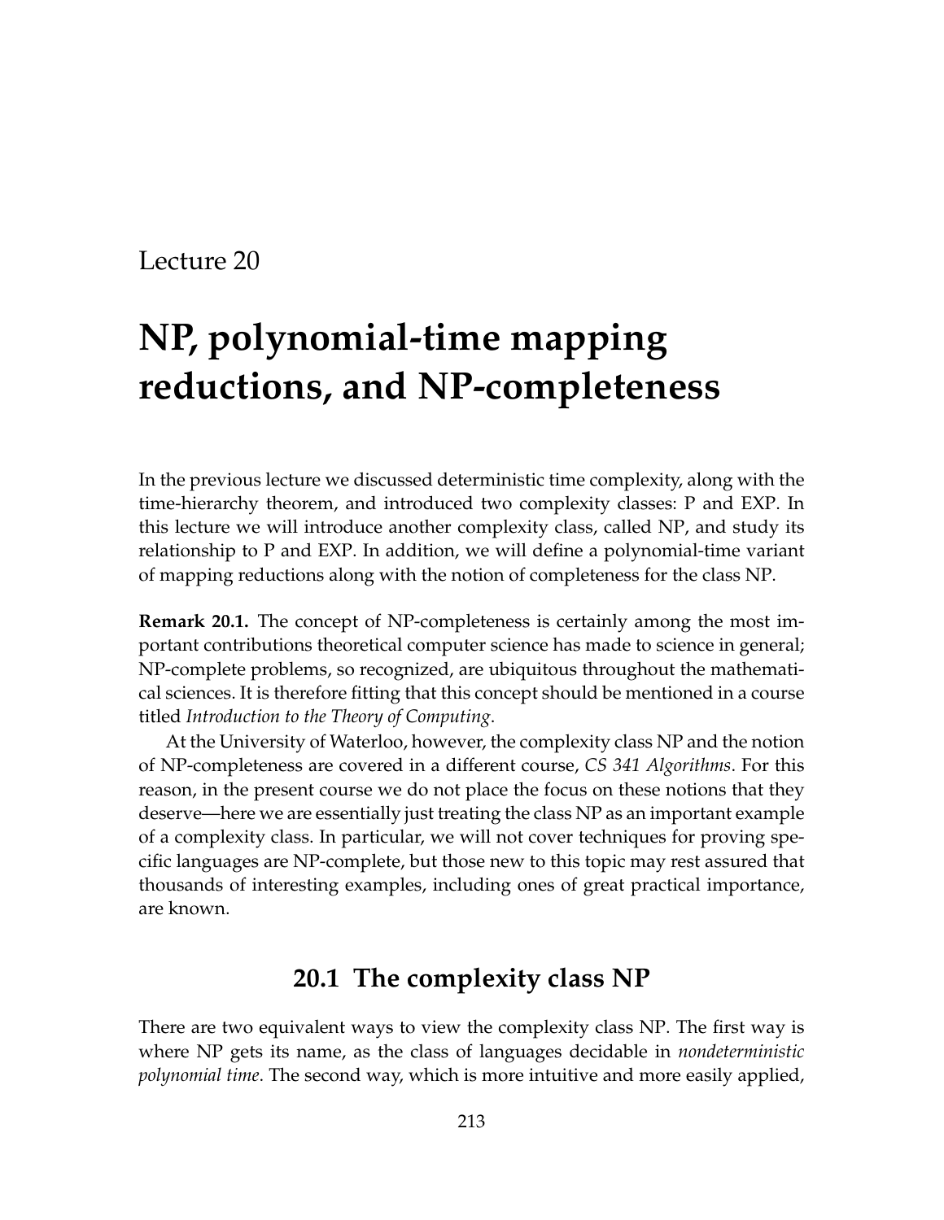Lecture 20

# NP, polynomial-time mapping reductions, and NP-completeness

In the previous lecture we discussed deterministic time complexity, along with the time-hierarchy theorem, and introduced two complexity classes: P and EXP. In this lecture we will introduce another complexity class, called NP, and study its relationship to P and EXP. In addition, we will define a polynomial-time variant of mapping reductions along with the notion of completeness for the class NP.

**Remark 20.1.** The concept of NP-completeness is certainly among the most important contributions theoretical computer science has made to science in general; NP-complete problems, so recognized, are ubiquitous throughout the mathematical sciences. It is therefore fitting that this concept should be mentioned in a course titled *Introduction to the Theory of Computing*.

At the University of Waterloo, however, the complexity class NP and the notion of NP-completeness are covered in a different course, *CS 341 Algorithms*. For this reason, in the present course we do not place the focus on these notions that they deserve—here we are essentially just treating the class NP as an important example of a complexity class. In particular, we will not cover techniques for proving specific languages are NP-complete, but those new to this topic may rest assured that thousands of interesting examples, including ones of great practical importance, are known.

## 20.1 The complexity class NP

There are two equivalent ways to view the complexity class NP. The first way is where NP gets its name, as the class of languages decidable in *nondeterministic polynomial time*. The second way, which is more intuitive and more easily applied,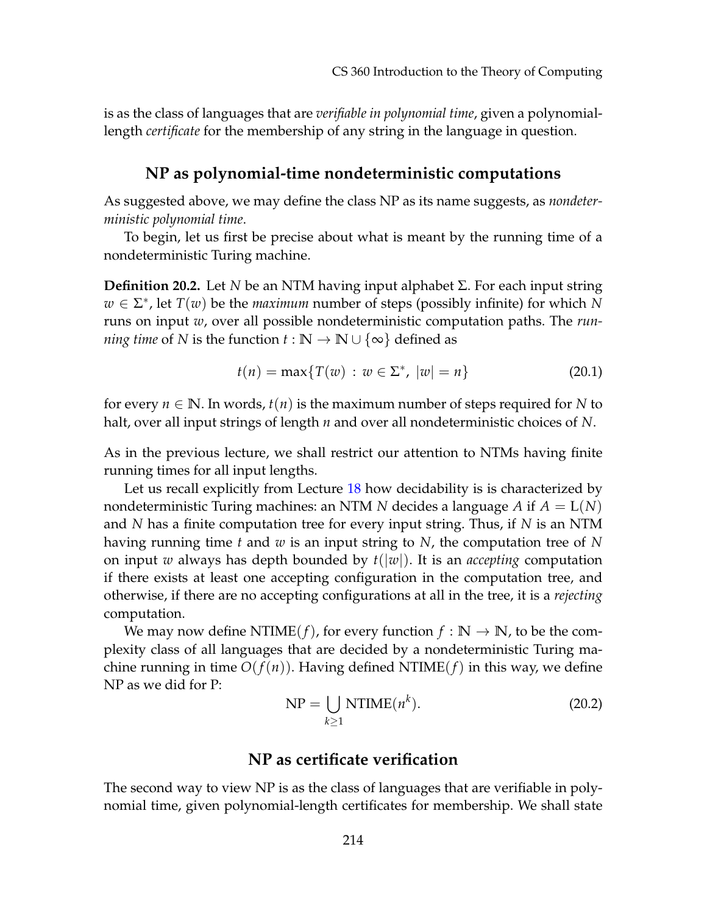is as the class of languages that are *verifiable in polynomial time*, given a polynomial-length *certificate* for the membership of any string in the language in question.

## NP as polynomial-time nondeterministic computations

As suggested above, we may define the class NP as its name suggests, as *nondeterministic polynomial time*.

To begin, let us first be precise about what is meant by the running time of a nondeterministic Turing machine.

**Definition 20.2.** Let $N$ be an NTM having input alphabet $\Sigma$. For each input string $w \in \Sigma^*$, let $T(w)$ be the *maximum* number of steps (possibly infinite) for which $N$ runs on input $w$, over all possible nondeterministic computation paths. The *running time* of $N$ is the function $t : \mathbb{N} \to \mathbb{N} \cup \{\infty\}$ defined as

$$t(n) = \max\{T(w) : w \in \Sigma^*, \ |w| = n\} \tag{20.1}$$

for every $n \in \mathbb{N}$. In words, $t(n)$ is the maximum number of steps required for $N$ to halt, over all input strings of length $n$ and over all nondeterministic choices of $N$.

As in the previous lecture, we shall restrict our attention to NTMs having finite running times for all input lengths.

Let us recall explicitly from Lecture 18 how decidability is is characterized by nondeterministic Turing machines: an NTM $N$ decides a language $A$ if $A = \mathrm{L}(N)$ and $N$ has a finite computation tree for every input string. Thus, if $N$ is an NTM having running time $t$ and $w$ is an input string to $N$, the computation tree of $N$ on input $w$ always has depth bounded by $t(|w|)$. It is an *accepting* computation if there exists at least one accepting configuration in the computation tree, and otherwise, if there are no accepting configurations at all in the tree, it is a *rejecting* computation.

We may now define $\mathrm{NTIME}(f)$, for every function $f : \mathbb{N} \to \mathbb{N}$, to be the complexity class of all languages that are decided by a nondeterministic Turing machine running in time $O(f(n))$. Having defined $\mathrm{NTIME}(f)$ in this way, we define NP as we did for P:

$$\mathrm{NP} = \bigcup_{k \geq 1} \mathrm{NTIME}(n^k). \tag{20.2}$$

## NP as certificate verification

The second way to view NP is as the class of languages that are verifiable in polynomial time, given polynomial-length certificates for membership. We shall state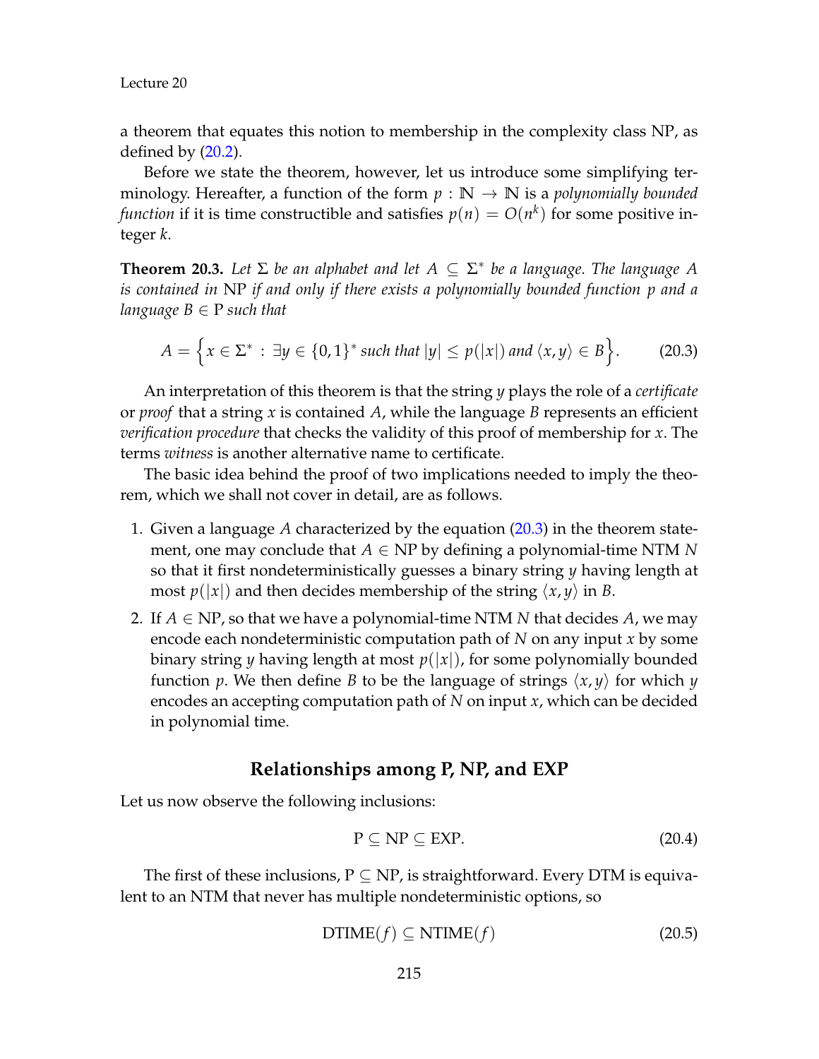a theorem that equates this notion to membership in the complexity class NP, as defined by (20.2).

Before we state the theorem, however, let us introduce some simplifying terminology. Hereafter, a function of the form $p : \mathbb{N} \to \mathbb{N}$ is a *polynomially bounded function* if it is time constructible and satisfies $p(n) = O(n^k)$ for some positive integer $k$.

**Theorem 20.3.** *Let $\Sigma$ be an alphabet and let $A \subseteq \Sigma^*$ be a language. The language $A$ is contained in* NP *if and only if there exists a polynomially bounded function $p$ and a language $B \in \mathrm{P}$ such that*

$$A = \Big\{ x \in \Sigma^* \, : \, \exists y \in \{0,1\}^* \text{ such that } |y| \leq p(|x|) \text{ and } \langle x, y \rangle \in B \Big\}. \tag{20.3}$$

An interpretation of this theorem is that the string $y$ plays the role of a *certificate* or *proof* that a string $x$ is contained $A$, while the language $B$ represents an efficient *verification procedure* that checks the validity of this proof of membership for $x$. The terms *witness* is another alternative name to certificate.

The basic idea behind the proof of two implications needed to imply the theorem, which we shall not cover in detail, are as follows.

1. Given a language $A$ characterized by the equation (20.3) in the theorem statement, one may conclude that $A \in \mathrm{NP}$ by defining a polynomial-time NTM $N$ so that it first nondeterministically guesses a binary string $y$ having length at most $p(|x|)$ and then decides membership of the string $\langle x, y \rangle$ in $B$.
2. If $A \in \mathrm{NP}$, so that we have a polynomial-time NTM $N$ that decides $A$, we may encode each nondeterministic computation path of $N$ on any input $x$ by some binary string $y$ having length at most $p(|x|)$, for some polynomially bounded function $p$. We then define $B$ to be the language of strings $\langle x, y \rangle$ for which $y$ encodes an accepting computation path of $N$ on input $x$, which can be decided in polynomial time.

## Relationships among P, NP, and EXP

Let us now observe the following inclusions:

$$\mathrm{P} \subseteq \mathrm{NP} \subseteq \mathrm{EXP}. \tag{20.4}$$

The first of these inclusions, $\mathrm{P} \subseteq \mathrm{NP}$, is straightforward. Every DTM is equivalent to an NTM that never has multiple nondeterministic options, so

$$\mathrm{DTIME}(f) \subseteq \mathrm{NTIME}(f) \tag{20.5}$$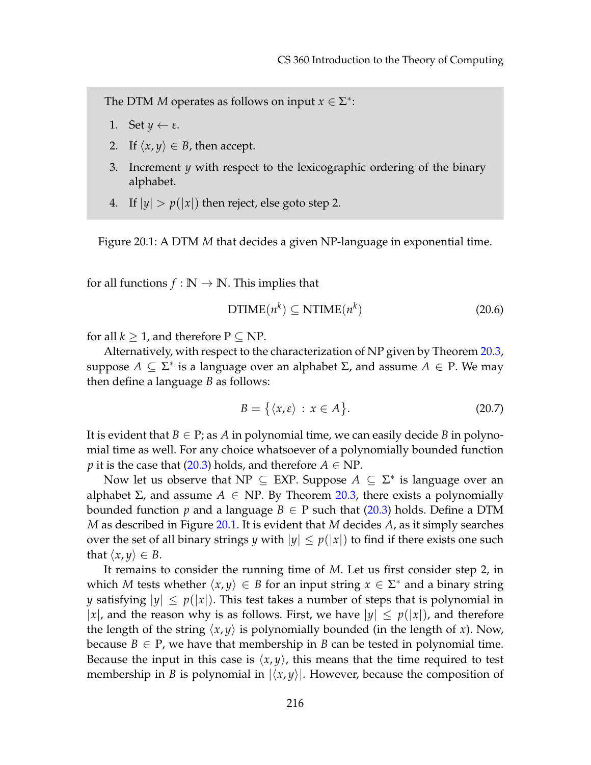> The DTM $M$ operates as follows on input $x \in \Sigma^*$:
>
> 1. Set $y \leftarrow \varepsilon$.
> 2. If $\langle x, y \rangle \in B$, then accept.
> 3. Increment $y$ with respect to the lexicographic ordering of the binary alphabet.
> 4. If $|y| > p(|x|)$ then reject, else goto step 2.

Figure 20.1: A DTM $M$ that decides a given NP-language in exponential time.

for all functions $f : \mathbb{N} \rightarrow \mathbb{N}$. This implies that

$$\text{DTIME}(n^k) \subseteq \text{NTIME}(n^k) \tag{20.6}$$

for all $k \geq 1$, and therefore $\text{P} \subseteq \text{NP}$.

Alternatively, with respect to the characterization of NP given by Theorem 20.3, suppose $A \subseteq \Sigma^*$ is a language over an alphabet $\Sigma$, and assume $A \in \text{P}$. We may then define a language $B$ as follows:

$$B = \big\{ \langle x, \varepsilon \rangle \,:\, x \in A \big\}. \tag{20.7}$$

It is evident that $B \in \text{P}$; as $A$ in polynomial time, we can easily decide $B$ in polynomial time as well. For any choice whatsoever of a polynomially bounded function $p$ it is the case that (20.3) holds, and therefore $A \in \text{NP}$.

Now let us observe that $\text{NP} \subseteq \text{EXP}$. Suppose $A \subseteq \Sigma^*$ is language over an alphabet $\Sigma$, and assume $A \in \text{NP}$. By Theorem 20.3, there exists a polynomially bounded function $p$ and a language $B \in \text{P}$ such that (20.3) holds. Define a DTM $M$ as described in Figure 20.1. It is evident that $M$ decides $A$, as it simply searches over the set of all binary strings $y$ with $|y| \leq p(|x|)$ to find if there exists one such that $\langle x, y \rangle \in B$.

It remains to consider the running time of $M$. Let us first consider step 2, in which $M$ tests whether $\langle x, y \rangle \in B$ for an input string $x \in \Sigma^*$ and a binary string $y$ satisfying $|y| \leq p(|x|)$. This test takes a number of steps that is polynomial in $|x|$, and the reason why is as follows. First, we have $|y| \leq p(|x|)$, and therefore the length of the string $\langle x, y \rangle$ is polynomially bounded (in the length of $x$). Now, because $B \in \text{P}$, we have that membership in $B$ can be tested in polynomial time. Because the input in this case is $\langle x, y \rangle$, this means that the time required to test membership in $B$ is polynomial in $|\langle x, y \rangle|$. However, because the composition of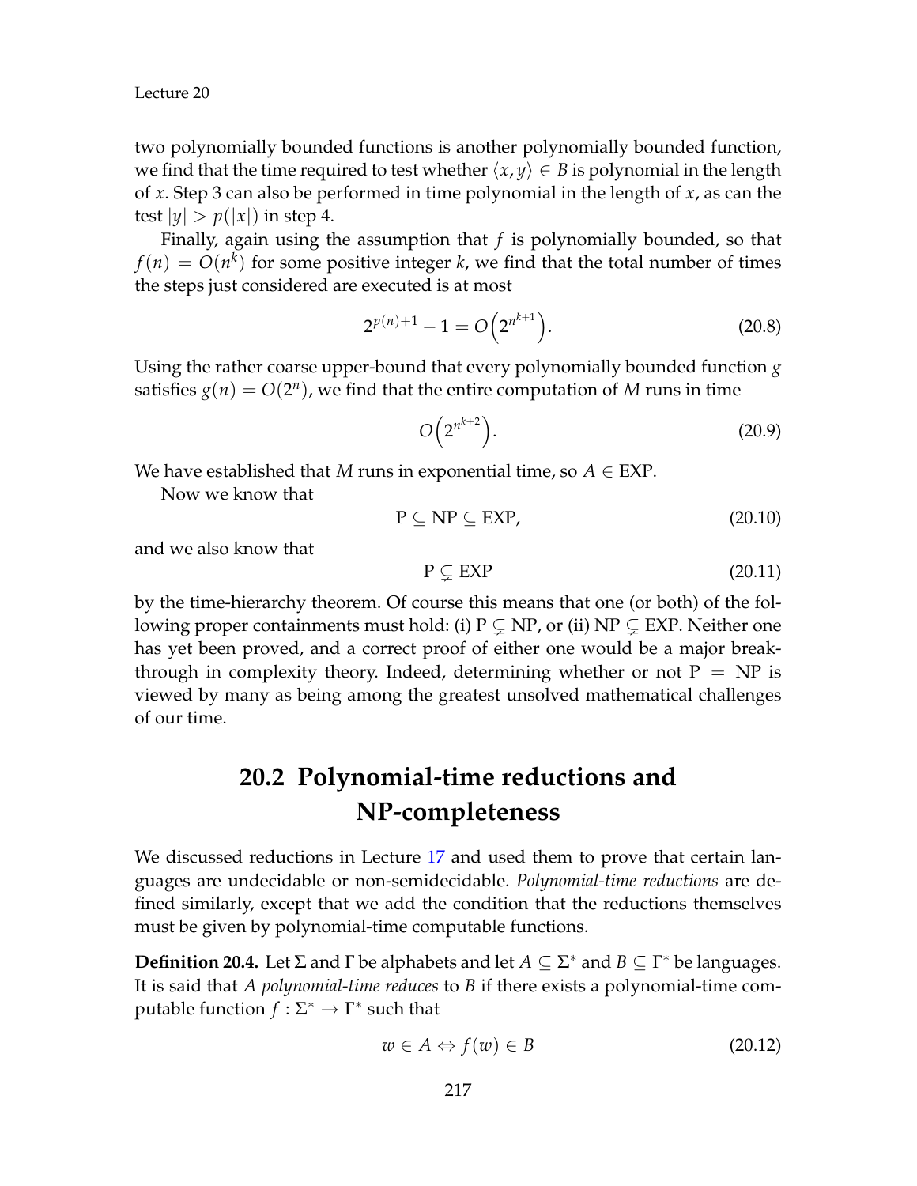two polynomially bounded functions is another polynomially bounded function, we find that the time required to test whether $\langle x, y \rangle \in B$ is polynomial in the length of $x$. Step 3 can also be performed in time polynomial in the length of $x$, as can the test $|y| > p(|x|)$ in step 4.

Finally, again using the assumption that $f$ is polynomially bounded, so that $f(n) = O(n^k)$ for some positive integer $k$, we find that the total number of times the steps just considered are executed is at most

$$2^{p(n)+1} - 1 = O\Big(2^{n^{k+1}}\Big). \tag{20.8}$$

Using the rather coarse upper-bound that every polynomially bounded function $g$ satisfies $g(n) = O(2^n)$, we find that the entire computation of $M$ runs in time

$$O\Big(2^{n^{k+2}}\Big). \tag{20.9}$$

We have established that $M$ runs in exponential time, so $A \in \text{EXP}$.

Now we know that

$$\text{P} \subseteq \text{NP} \subseteq \text{EXP}, \tag{20.10}$$

and we also know that

$$\text{P} \subsetneq \text{EXP} \tag{20.11}$$

by the time-hierarchy theorem. Of course this means that one (or both) of the following proper containments must hold: (i) $\text{P} \subsetneq \text{NP}$, or (ii) $\text{NP} \subsetneq \text{EXP}$. Neither one has yet been proved, and a correct proof of either one would be a major breakthrough in complexity theory. Indeed, determining whether or not $\text{P} = \text{NP}$ is viewed by many as being among the greatest unsolved mathematical challenges of our time.

## 20.2 Polynomial-time reductions and NP-completeness

We discussed reductions in Lecture 17 and used them to prove that certain languages are undecidable or non-semidecidable. *Polynomial-time reductions* are defined similarly, except that we add the condition that the reductions themselves must be given by polynomial-time computable functions.

**Definition 20.4.** Let $\Sigma$ and $\Gamma$ be alphabets and let $A \subseteq \Sigma^*$ and $B \subseteq \Gamma^*$ be languages. It is said that $A$ *polynomial-time reduces* to $B$ if there exists a polynomial-time computable function $f : \Sigma^* \to \Gamma^*$ such that

$$w \in A \Leftrightarrow f(w) \in B \tag{20.12}$$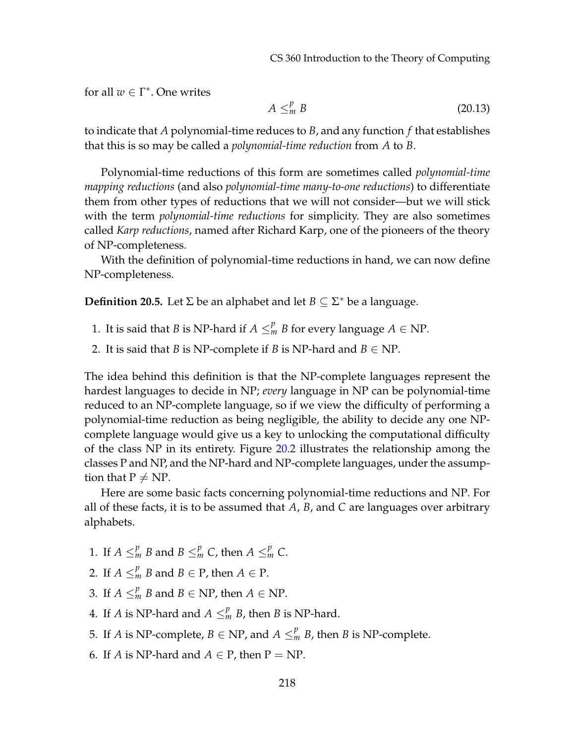for all $w \in \Gamma^*$. One writes

$$A \leq_m^p B \tag{20.13}$$

to indicate that $A$ polynomial-time reduces to $B$, and any function $f$ that establishes that this is so may be called a *polynomial-time reduction* from $A$ to $B$.

Polynomial-time reductions of this form are sometimes called *polynomial-time mapping reductions* (and also *polynomial-time many-to-one reductions*) to differentiate them from other types of reductions that we will not consider—but we will stick with the term *polynomial-time reductions* for simplicity. They are also sometimes called *Karp reductions*, named after Richard Karp, one of the pioneers of the theory of NP-completeness.

With the definition of polynomial-time reductions in hand, we can now define NP-completeness.

**Definition 20.5.** Let $\Sigma$ be an alphabet and let $B \subseteq \Sigma^*$ be a language.

1. It is said that $B$ is NP-hard if $A \leq_m^p B$ for every language $A \in \text{NP}$.
2. It is said that $B$ is NP-complete if $B$ is NP-hard and $B \in \text{NP}$.

The idea behind this definition is that the NP-complete languages represent the hardest languages to decide in NP; *every* language in NP can be polynomial-time reduced to an NP-complete language, so if we view the difficulty of performing a polynomial-time reduction as being negligible, the ability to decide any one NP-complete language would give us a key to unlocking the computational difficulty of the class NP in its entirety. Figure 20.2 illustrates the relationship among the classes P and NP, and the NP-hard and NP-complete languages, under the assumption that $\text{P} \neq \text{NP}$.

Here are some basic facts concerning polynomial-time reductions and NP. For all of these facts, it is to be assumed that $A$, $B$, and $C$ are languages over arbitrary alphabets.

1. If $A \leq_m^p B$ and $B \leq_m^p C$, then $A \leq_m^p C$.
2. If $A \leq_m^p B$ and $B \in \text{P}$, then $A \in \text{P}$.
3. If $A \leq_m^p B$ and $B \in \text{NP}$, then $A \in \text{NP}$.
4. If $A$ is NP-hard and $A \leq_m^p B$, then $B$ is NP-hard.
5. If $A$ is NP-complete, $B \in \text{NP}$, and $A \leq_m^p B$, then $B$ is NP-complete.
6. If $A$ is NP-hard and $A \in \text{P}$, then $\text{P} = \text{NP}$.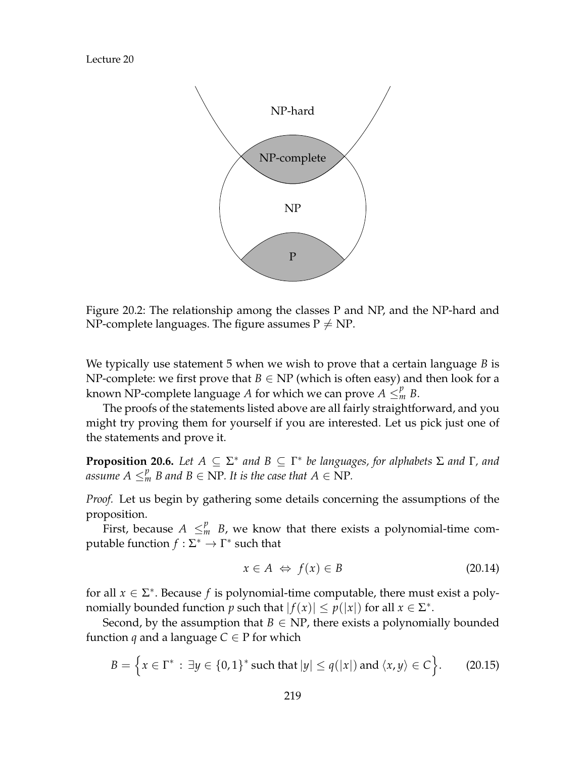Figure 20.2: The relationship among the classes P and NP, and the NP-hard and NP-complete languages. The figure assumes $\text{P} \neq \text{NP}$.

We typically use statement 5 when we wish to prove that a certain language $B$ is NP-complete: we first prove that $B \in \text{NP}$ (which is often easy) and then look for a known NP-complete language $A$ for which we can prove $A \leq_m^p B$.

The proofs of the statements listed above are all fairly straightforward, and you might try proving them for yourself if you are interested. Let us pick just one of the statements and prove it.

**Proposition 20.6.** *Let $A \subseteq \Sigma^*$ and $B \subseteq \Gamma^*$ be languages, for alphabets $\Sigma$ and $\Gamma$, and assume $A \leq_m^p B$ and $B \in \text{NP}$. It is the case that $A \in \text{NP}$.*

*Proof.* Let us begin by gathering some details concerning the assumptions of the proposition.

First, because $A \leq_m^p B$, we know that there exists a polynomial-time computable function $f : \Sigma^* \to \Gamma^*$ such that

$$x \in A \;\Leftrightarrow\; f(x) \in B \tag{20.14}$$

for all $x \in \Sigma^*$. Because $f$ is polynomial-time computable, there must exist a polynomially bounded function $p$ such that $|f(x)| \leq p(|x|)$ for all $x \in \Sigma^*$.

Second, by the assumption that $B \in \text{NP}$, there exists a polynomially bounded function $q$ and a language $C \in \text{P}$ for which

$$B = \Big\{ x \in \Gamma^* \,:\, \exists y \in \{0,1\}^* \text{ such that } |y| \leq q(|x|) \text{ and } \langle x, y \rangle \in C \Big\}. \tag{20.15}$$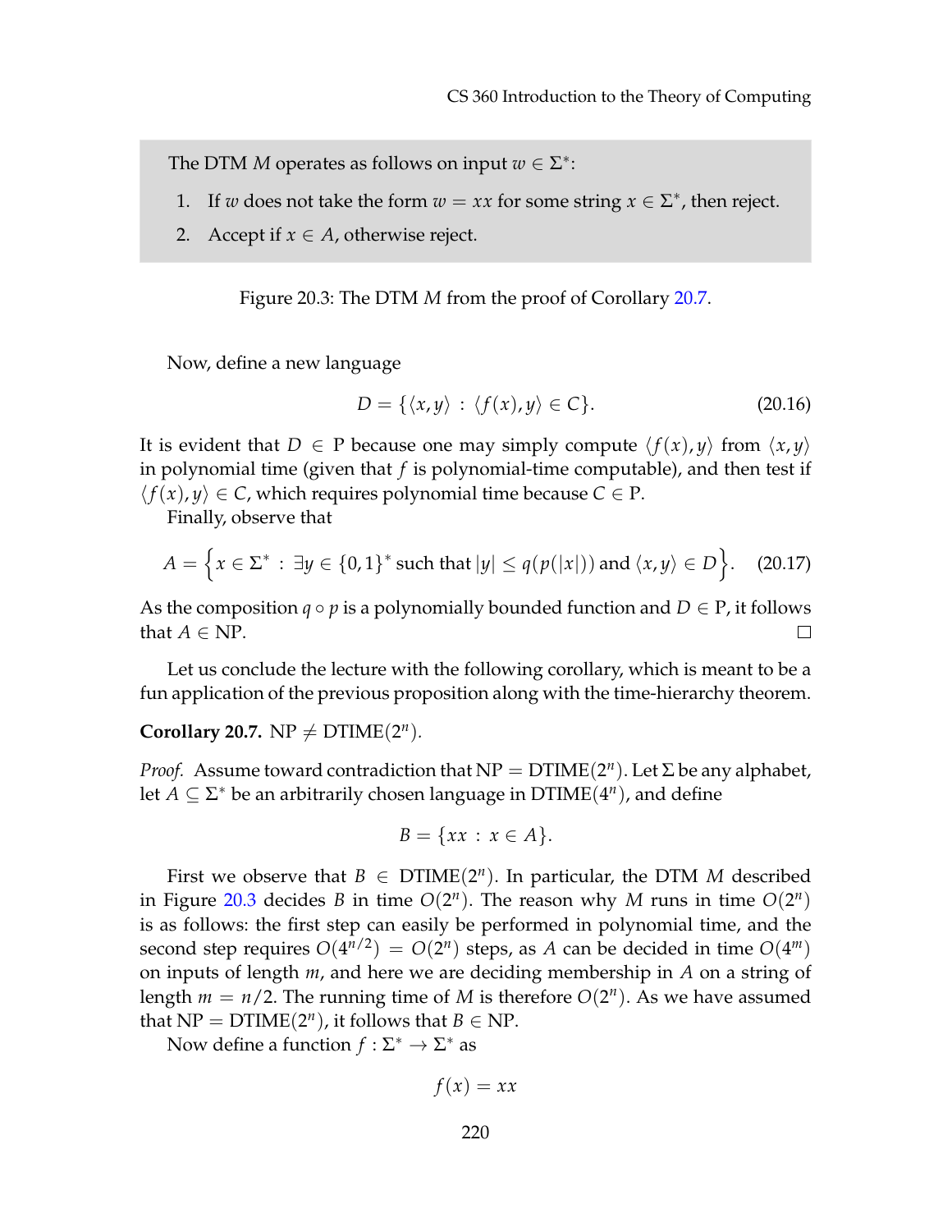> The DTM $M$ operates as follows on input $w \in \Sigma^*$:
>
> 1. If $w$ does not take the form $w = xx$ for some string $x \in \Sigma^*$, then reject.
> 2. Accept if $x \in A$, otherwise reject.

Figure 20.3: The DTM $M$ from the proof of Corollary 20.7.

Now, define a new language

$$D = \{\langle x, y\rangle : \langle f(x), y\rangle \in C\}. \tag{20.16}$$

It is evident that $D \in \text{P}$ because one may simply compute $\langle f(x), y\rangle$ from $\langle x, y\rangle$ in polynomial time (given that $f$ is polynomial-time computable), and then test if $\langle f(x), y\rangle \in C$, which requires polynomial time because $C \in \text{P}$.

Finally, observe that

$$A = \Big\{x \in \Sigma^* : \exists y \in \{0,1\}^* \text{ such that } |y| \leq q(p(|x|)) \text{ and } \langle x, y\rangle \in D\Big\}. \tag{20.17}$$

As the composition $q \circ p$ is a polynomially bounded function and $D \in \text{P}$, it follows that $A \in \text{NP}$. □

Let us conclude the lecture with the following corollary, which is meant to be a fun application of the previous proposition along with the time-hierarchy theorem.

**Corollary 20.7.** $\text{NP} \neq \text{DTIME}(2^n)$.

*Proof.* Assume toward contradiction that $\text{NP} = \text{DTIME}(2^n)$. Let $\Sigma$ be any alphabet, let $A \subseteq \Sigma^*$ be an arbitrarily chosen language in $\text{DTIME}(4^n)$, and define

$$B = \{xx : x \in A\}.$$

First we observe that $B \in \text{DTIME}(2^n)$. In particular, the DTM $M$ described in Figure 20.3 decides $B$ in time $O(2^n)$. The reason why $M$ runs in time $O(2^n)$ is as follows: the first step can easily be performed in polynomial time, and the second step requires $O(4^{n/2}) = O(2^n)$ steps, as $A$ can be decided in time $O(4^m)$ on inputs of length $m$, and here we are deciding membership in $A$ on a string of length $m = n/2$. The running time of $M$ is therefore $O(2^n)$. As we have assumed that $\text{NP} = \text{DTIME}(2^n)$, it follows that $B \in \text{NP}$.

Now define a function $f : \Sigma^* \to \Sigma^*$ as

$$f(x) = xx$$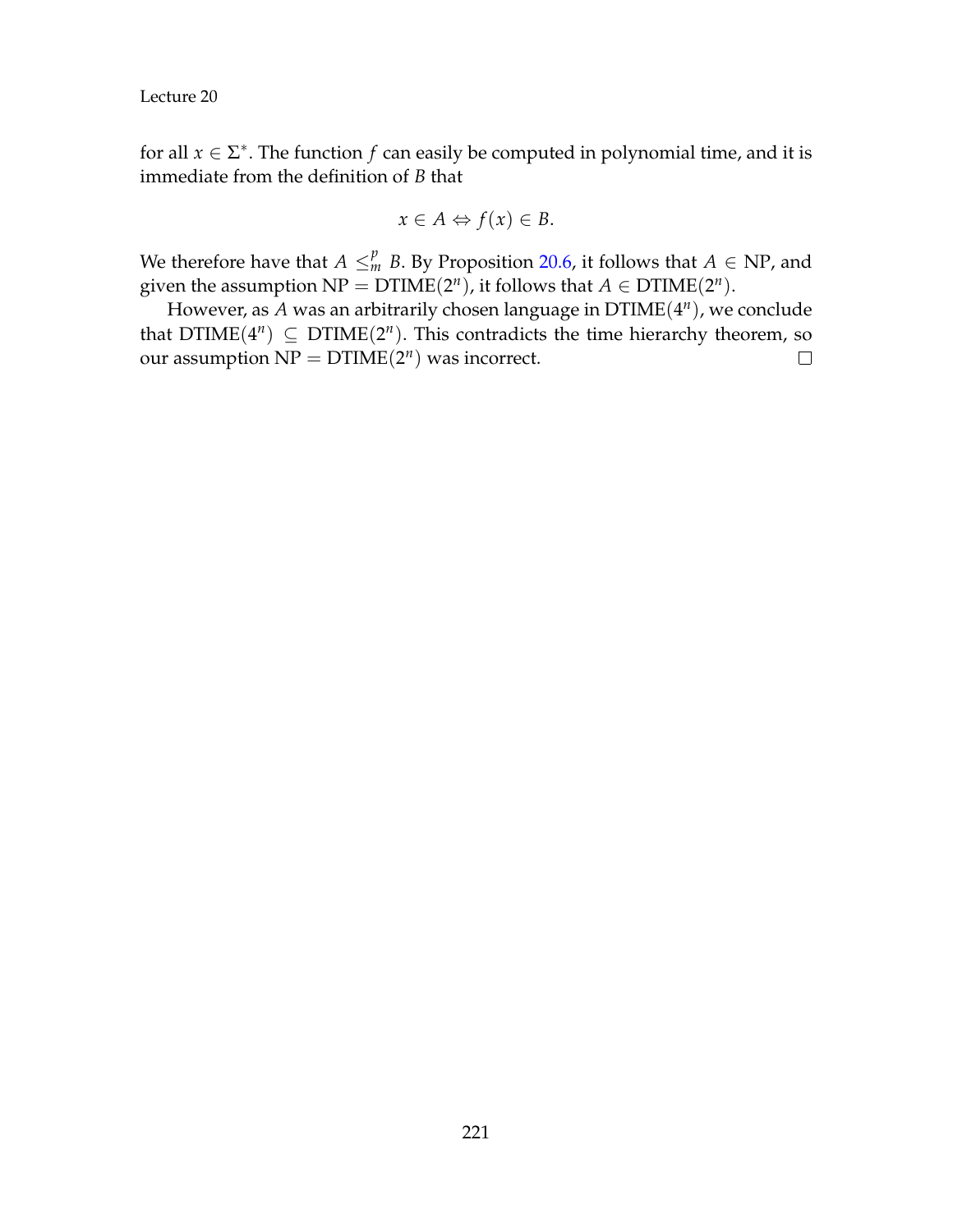for all $x \in \Sigma^*$. The function $f$ can easily be computed in polynomial time, and it is immediate from the definition of $B$ that

$$x \in A \Leftrightarrow f(x) \in B.$$

We therefore have that $A \leq_m^p B$. By Proposition 20.6, it follows that $A \in \text{NP}$, and given the assumption $\text{NP} = \text{DTIME}(2^n)$, it follows that $A \in \text{DTIME}(2^n)$.

However, as $A$ was an arbitrarily chosen language in $\text{DTIME}(4^n)$, we conclude that $\text{DTIME}(4^n) \subseteq \text{DTIME}(2^n)$. This contradicts the time hierarchy theorem, so our assumption $\text{NP} = \text{DTIME}(2^n)$ was incorrect. □